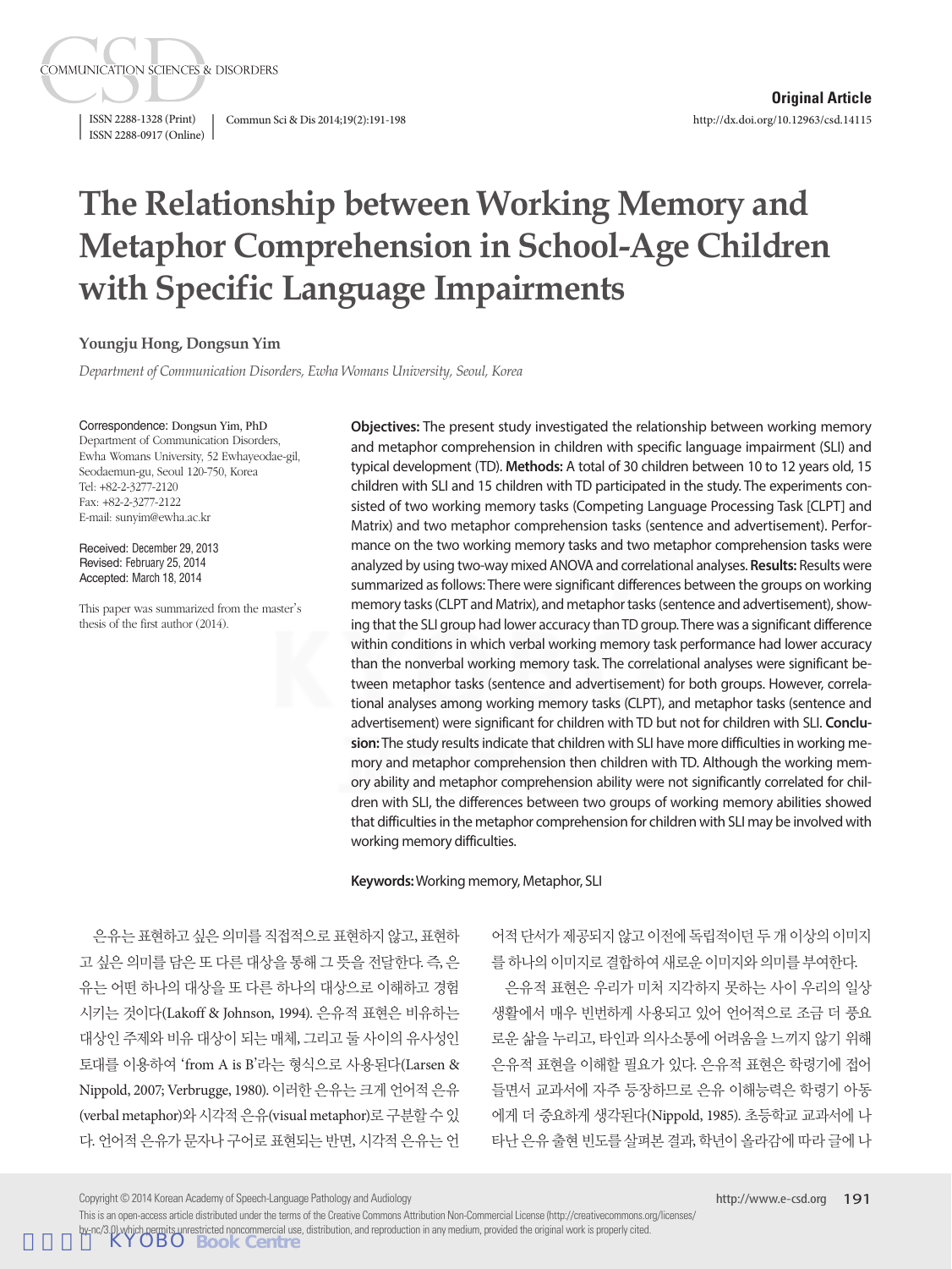Original Article

http://dx.doi.org/10.12963/csd.14115

# The Relationship between Working Memory and Metaphor Comprehension in School-Age Children with Specific Language Impairments

**Youngju Hong, Dongsun Yim**

*Department of Communication Disorders, Ewha Womans University, Seoul, Korea*

Correspondence: Dongsun Yim, PhD
Department of Communication Disorders, Ewha Womans University, 52 Ewhayeodae-gil, Seodaemun-gu, Seoul 120-750, Korea
Tel: +82-2-3277-2120
Fax: +82-2-3277-2122
E-mail: sunyim@ewha.ac.kr

Received: December 29, 2013
Revised: February 25, 2014
Accepted: March 18, 2014

This paper was summarized from the master's thesis of the first author (2014).

**Objectives:** The present study investigated the relationship between working memory and metaphor comprehension in children with specific language impairment (SLI) and typical development (TD). **Methods:** A total of 30 children between 10 to 12 years old, 15 children with SLI and 15 children with TD participated in the study. The experiments consisted of two working memory tasks (Competing Language Processing Task [CLPT] and Matrix) and two metaphor comprehension tasks (sentence and advertisement). Performance on the two working memory tasks and two metaphor comprehension tasks were analyzed by using two-way mixed ANOVA and correlational analyses. **Results:** Results were summarized as follows: There were significant differences between the groups on working memory tasks (CLPT and Matrix), and metaphor tasks (sentence and advertisement), showing that the SLI group had lower accuracy than TD group. There was a significant difference within conditions in which verbal working memory task performance had lower accuracy than the nonverbal working memory task. The correlational analyses were significant between metaphor tasks (sentence and advertisement) for both groups. However, correlational analyses among working memory tasks (CLPT), and metaphor tasks (sentence and advertisement) were significant for children with TD but not for children with SLI. **Conclusion:** The study results indicate that children with SLI have more difficulties in working memory and metaphor comprehension then children with TD. Although the working memory ability and metaphor comprehension ability were not significantly correlated for children with SLI, the differences between two groups of working memory abilities showed that difficulties in the metaphor comprehension for children with SLI may be involved with working memory difficulties.

**Keywords:** Working memory, Metaphor, SLI

은유는 표현하고 싶은 의미를 직접적으로 표현하지 않고, 표현하고 싶은 의미를 담은 또 다른 대상을 통해 그 뜻을 전달한다. 즉, 은유는 어떤 하나의 대상을 또 다른 하나의 대상으로 이해하고 경험시키는 것이다(Lakoff & Johnson, 1994). 은유적 표현은 비유하는 대상인 주제와 비유 대상이 되는 매체, 그리고 둘 사이의 유사성인 토대를 이용하여 'from A is B'라는 형식으로 사용된다(Larsen & Nippold, 2007; Verbrugge, 1980). 이러한 은유는 크게 언어적 은유(verbal metaphor)와 시각적 은유(visual metaphor)로 구분할 수 있다. 언어적 은유가 문자나 구어로 표현되는 반면, 시각적 은유는 언어적 단서가 제공되지 않고 이전에 독립적이던 두 개 이상의 이미지를 하나의 이미지로 결합하여 새로운 이미지와 의미를 부여한다.

은유적 표현은 우리가 미처 지각하지 못하는 사이 우리의 일상생활에서 매우 빈번하게 사용되고 있어 언어적으로 조금 더 풍요로운 삶을 누리고, 타인과 의사소통에 어려움을 느끼지 않기 위해 은유적 표현을 이해할 필요가 있다. 은유적 표현은 학령기에 접어들면서 교과서에 자주 등장하므로 은유 이해능력은 학령기 아동에게 더 중요하게 생각된다(Nippold, 1985). 초등학교 교과서에 나타난 은유 출현 빈도를 살펴본 결과, 학년이 올라감에 따라 글에 나

Copyright © 2014 Korean Academy of Speech-Language Pathology and Audiology

This is an open-access article distributed under the terms of the Creative Commons Attribution Non-Commercial License (http://creativecommons.org/licenses/by-nc/3.0) which permits unrestricted noncommercial use, distribution, and reproduction in any medium, provided the original work is properly cited.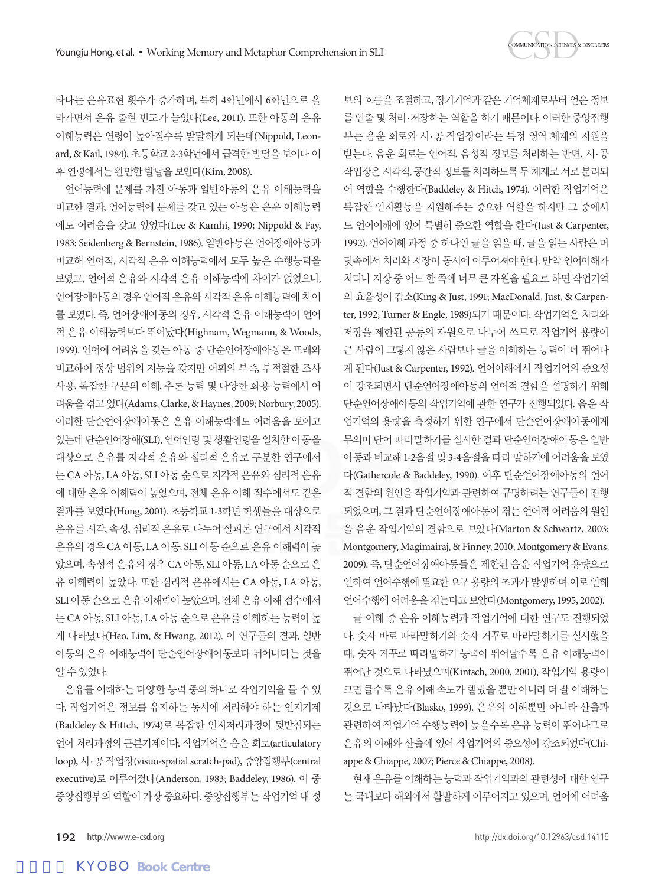타나는 은유표현 횟수가 증가하며, 특히 4학년에서 6학년으로 올라가면서 은유 출현 빈도가 늘었다(Lee, 2011). 또한 아동의 은유 이해능력은 연령이 높아질수록 발달하게 되는데(Nippold, Leonard, & Kail, 1984), 초등학교 2-3학년에서 급격한 발달을 보이다 이후 연령에서는 완만한 발달을 보인다(Kim, 2008).

언어능력에 문제를 가진 아동과 일반아동의 은유 이해능력을 비교한 결과, 언어능력에 문제를 갖고 있는 아동은 은유 이해능력에도 어려움을 갖고 있었다(Lee & Kamhi, 1990; Nippold & Fay, 1983; Seidenberg & Bernstein, 1986). 일반아동은 언어장애아동과 비교해 언어적, 시각적 은유 이해능력에서 모두 높은 수행능력을 보였고, 언어적 은유와 시각적 은유 이해능력에 차이가 없었으나, 언어장애아동의 경우 언어적 은유와 시각적 은유 이해능력에 차이를 보였다. 즉, 언어장애아동의 경우, 시각적 은유 이해능력이 언어적 은유 이해능력보다 뛰어났다(Highnam, Wegmann, & Woods, 1999). 언어에 어려움을 갖는 아동 중 단순언어장애아동은 또래와 비교하여 정상 범위의 지능을 갖지만 어휘의 부족, 부적절한 조사 사용, 복잡한 구문의 이해, 추론 능력 및 다양한 화용 능력에서 어려움을 겪고 있다(Adams, Clarke, & Haynes, 2009; Norbury, 2005). 이러한 단순언어장애아동은 은유 이해능력에도 어려움을 보이고 있는데 단순언어장애(SLI), 언어연령 및 생활연령을 일치한 아동을 대상으로 은유를 지각적 은유와 심리적 은유로 구분한 연구에서는 CA 아동, LA 아동, SLI 아동 순으로 지각적 은유와 심리적 은유에 대한 은유 이해력이 높았으며, 전체 은유 이해 점수에서도 같은 결과를 보였다(Hong, 2001). 초등학교 1-3학년 학생들을 대상으로 은유를 시각, 속성, 심리적 은유로 나누어 살펴본 연구에서 시각적 은유의 경우 CA 아동, LA 아동, SLI 아동 순으로 은유 이해력이 높았으며, 속성적 은유의 경우 CA 아동, SLI 아동, LA 아동 순으로 은유 이해력이 높았다. 또한 심리적 은유에서는 CA 아동, LA 아동, SLI 아동 순으로 은유 이해력이 높았으며, 전체 은유 이해 점수에서는 CA 아동, SLI 아동, LA 아동 순으로 은유를 이해하는 능력이 높게 나타났다(Heo, Lim, & Hwang, 2012). 이 연구들의 결과, 일반아동의 은유 이해능력이 단순언어장애아동보다 뛰어나다는 것을 알 수 있었다.

은유를 이해하는 다양한 능력 중의 하나로 작업기억을 들 수 있다. 작업기억은 정보를 유지하는 동시에 처리해야 하는 인지기제(Baddeley & Hittch, 1974)로 복잡한 인지처리과정이 뒷받침되는 언어 처리과정의 근본기제이다. 작업기억은 음운 회로(articulatory loop), 시·공 작업장(visuo-spatial scratch-pad), 중앙집행부(central executive)로 이루어졌다(Anderson, 1983; Baddeley, 1986). 이 중 중앙집행부의 역할이 가장 중요하다. 중앙집행부는 작업기억 내 정보의 흐름을 조절하고, 장기기억과 같은 기억체계로부터 얻은 정보를 인출 및 처리·저장하는 역할을 하기 때문이다. 이러한 중앙집행부는 음운 회로와 시·공 작업장이라는 특정 영역 체계의 지원을 받는다. 음운 회로는 언어적, 음성적 정보를 처리하는 반면, 시·공 작업장은 시각적, 공간적 정보를 처리하도록 두 체제로 서로 분리되어 역할을 수행한다(Baddeley & Hitch, 1974). 이러한 작업기억은 복잡한 인지활동을 지원해주는 중요한 역할을 하지만 그 중에서도 언어이해에 있어 특별히 중요한 역할을 한다(Just & Carpenter, 1992). 언어이해 과정 중 하나인 글을 읽을 때, 글을 읽는 사람은 머릿속에서 처리와 저장이 동시에 이루어져야 한다. 만약 언어이해가 처리나 저장 중 어느 한 쪽에 너무 큰 자원을 필요로 하면 작업기억의 효율성이 감소(King & Just, 1991; MacDonald, Just, & Carpenter, 1992; Turner & Engle, 1989)되기 때문이다. 작업기억은 처리와 저장을 제한된 공동의 자원으로 나누어 쓰므로 작업기억 용량이 큰 사람이 그렇지 않은 사람보다 글을 이해하는 능력이 더 뛰어나게 된다(Just & Carpenter, 1992). 언어이해에서 작업기억의 중요성이 강조되면서 단순언어장애아동의 언어적 결함을 설명하기 위해 단순언어장애아동의 작업기억에 관한 연구가 진행되었다. 음운 작업기억의 용량을 측정하기 위한 연구에서 단순언어장애아동에게 무의미 단어 따라말하기를 실시한 결과 단순언어장애아동은 일반아동과 비교해 1-2음절 및 3-4음절을 따라 말하기에 어려움을 보였다(Gathercole & Baddeley, 1990). 이후 단순언어장애아동의 언어적 결함의 원인을 작업기억과 관련하여 규명하려는 연구들이 진행되었으며, 그 결과 단순언어장애아동이 겪는 언어적 어려움의 원인을 음운 작업기억의 결함으로 보았다(Marton & Schwartz, 2003; Montgomery, Magimairaj, & Finney, 2010; Montgomery & Evans, 2009). 즉, 단순언어장애아동들은 제한된 음운 작업기억 용량으로 인하여 언어수행에 필요한 요구 용량의 초과가 발생하며 이로 인해 언어수행에 어려움을 겪는다고 보았다(Montgomery, 1995, 2002).

글 이해 중 은유 이해능력과 작업기억에 대한 연구도 진행되었다. 숫자 바로 따라말하기와 숫자 거꾸로 따라말하기를 실시했을 때, 숫자 거꾸로 따라말하기 능력이 뛰어날수록 은유 이해능력이 뛰어난 것으로 나타났으며(Kintsch, 2000, 2001), 작업기억 용량이 크면 클수록 은유 이해 속도가 빨랐을 뿐만 아니라 더 잘 이해하는 것으로 나타났다(Blasko, 1999). 은유의 이해뿐만 아니라 산출과 관련하여 작업기억 수행능력이 높을수록 은유 능력이 뛰어나므로 은유의 이해와 산출에 있어 작업기억의 중요성이 강조되었다(Chiappe & Chiappe, 2007; Pierce & Chiappe, 2008).

현재 은유를 이해하는 능력과 작업기억과의 관련성에 대한 연구는 국내보다 해외에서 활발하게 이루어지고 있으며, 언어에 어려움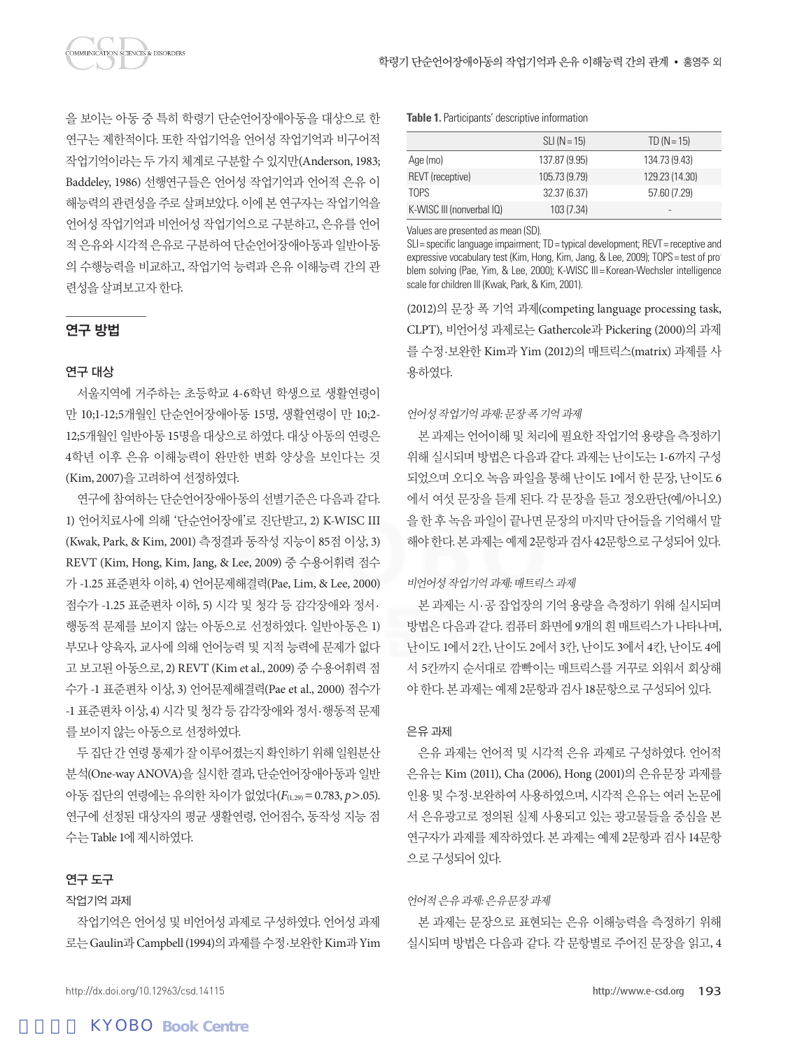을 보이는 아동 중 특히 학령기 단순언어장애아동을 대상으로 한 연구는 제한적이다. 또한 작업기억을 언어성 작업기억과 비구어적 작업기억이라는 두 가지 체계로 구분할 수 있지만(Anderson, 1983; Baddeley, 1986) 선행연구들은 언어성 작업기억과 언어적 은유 이해능력의 관련성을 주로 살펴보았다. 이에 본 연구자는 작업기억을 언어성 작업기억과 비언어성 작업기억으로 구분하고, 은유를 언어적 은유와 시각적 은유로 구분하여 단순언어장애아동과 일반아동의 수행능력을 비교하고, 작업기억 능력과 은유 이해능력 간의 관련성을 살펴보고자 한다.

## 연구 방법

### 연구 대상

서울지역에 거주하는 초등학교 4-6학년 학생으로 생활연령이 만 10;1-12;5개월인 단순언어장애아동 15명, 생활연령이 만 10;2-12;5개월인 일반아동 15명을 대상으로 하였다. 대상 아동의 연령은 4학년 이후 은유 이해능력이 완만한 변화 양상을 보인다는 것(Kim, 2007)을 고려하여 선정하였다.

연구에 참여하는 단순언어장애아동의 선별기준은 다음과 같다. 1) 언어치료사에 의해 '단순언어장애'로 진단받고, 2) K-WISC III (Kwak, Park, & Kim, 2001) 측정결과 동작성 지능이 85점 이상, 3) REVT (Kim, Hong, Kim, Jang, & Lee, 2009) 중 수용어휘력 점수가 -1.25 표준편차 이하, 4) 언어문제해결력(Pae, Lim, & Lee, 2000) 점수가 -1.25 표준편차 이하, 5) 시각 및 청각 등 감각장애와 정서·행동적 문제를 보이지 않는 아동으로 선정하였다. 일반아동은 1) 부모나 양육자, 교사에 의해 언어능력 및 지적 능력에 문제가 없다고 보고된 아동으로, 2) REVT (Kim et al., 2009) 중 수용어휘력 점수가 -1 표준편차 이상, 3) 언어문제해결력(Pae et al., 2000) 점수가 -1 표준편차 이상, 4) 시각 및 청각 등 감각장애와 정서·행동적 문제를 보이지 않는 아동으로 선정하였다.

두 집단 간 연령 통제가 잘 이루어졌는지 확인하기 위해 일원분산분석(One-way ANOVA)을 실시한 결과, 단순언어장애아동과 일반아동 집단의 연령에는 유의한 차이가 없었다($F_{(1,29)} = 0.783$, $p > .05$). 연구에 선정된 대상자의 평균 생활연령, 언어점수, 동작성 지능 점수는 Table 1에 제시하였다.

**Table 1.** Participants' descriptive information

| | SLI (N = 15) | TD (N = 15) |
|---|---|---|
| Age (mo) | 137.87 (9.95) | 134.73 (9.43) |
| REVT (receptive) | 105.73 (9.79) | 129.23 (14.30) |
| TOPS | 32.37 (6.37) | 57.60 (7.29) |
| K-WISC III (nonverbal IQ) | 103 (7.34) | - |

Values are presented as mean (SD).
SLI = specific language impairment; TD = typical development; REVT = receptive and expressive vocabulary test (Kim, Hong, Kim, Jang, & Lee, 2009); TOPS = test of problem solving (Pae, Yim, & Lee, 2000); K-WISC III = Korean-Wechsler intelligence scale for children III (Kwak, Park, & Kim, 2001).

### 연구 도구

#### 작업기억 과제

작업기억은 언어성 및 비언어성 과제로 구성하였다. 언어성 과제로는 Gaulin과 Campbell (1994)의 과제를 수정·보완한 Kim과 Yim (2012)의 문장 폭 기억 과제(competing language processing task, CLPT), 비언어성 과제로는 Gathercole과 Pickering (2000)의 과제를 수정·보완한 Kim과 Yim (2012)의 매트릭스(matrix) 과제를 사용하였다.

*언어성 작업기억 과제: 문장 폭 기억 과제*

본 과제는 언어이해 및 처리에 필요한 작업기억 용량을 측정하기 위해 실시되며 방법은 다음과 같다. 과제는 난이도는 1-6까지 구성되었으며 오디오 녹음 파일을 통해 난이도 1에서 한 문장, 난이도 6에서 여섯 문장을 듣게 된다. 각 문장을 듣고 정오판단(예/아니오)을 한 후 녹음 파일이 끝나면 문장의 마지막 단어들을 기억해서 말해야 한다. 본 과제는 예제 2문항과 검사 42문항으로 구성되어 있다.

*비언어성 작업기억 과제: 매트릭스 과제*

본 과제는 시·공 잡업장의 기억 용량을 측정하기 위해 실시되며 방법은 다음과 같다. 컴퓨터 화면에 9개의 흰 매트릭스가 나타나며, 난이도 1에서 2칸, 난이도 2에서 3칸, 난이도 3에서 4칸, 난이도 4에서 5칸까지 순서대로 깜빡이는 매트릭스를 거꾸로 외워서 회상해야 한다. 본 과제는 예제 2문항과 검사 18문항으로 구성되어 있다.

#### 은유 과제

은유 과제는 언어적 및 시각적 은유 과제로 구성하였다. 언어적 은유는 Kim (2011), Cha (2006), Hong (2001)의 은유문장 과제를 인용 및 수정·보완하여 사용하였으며, 시각적 은유는 여러 논문에서 은유광고로 정의된 실제 사용되고 있는 광고물들을 중심을 본 연구자가 과제를 제작하였다. 본 과제는 예제 2문항과 검사 14문항으로 구성되어 있다.

*언어적 은유 과제: 은유문장 과제*

본 과제는 문장으로 표현되는 은유 이해능력을 측정하기 위해 실시되며 방법은 다음과 같다. 각 문항별로 주어진 문장을 읽고, 4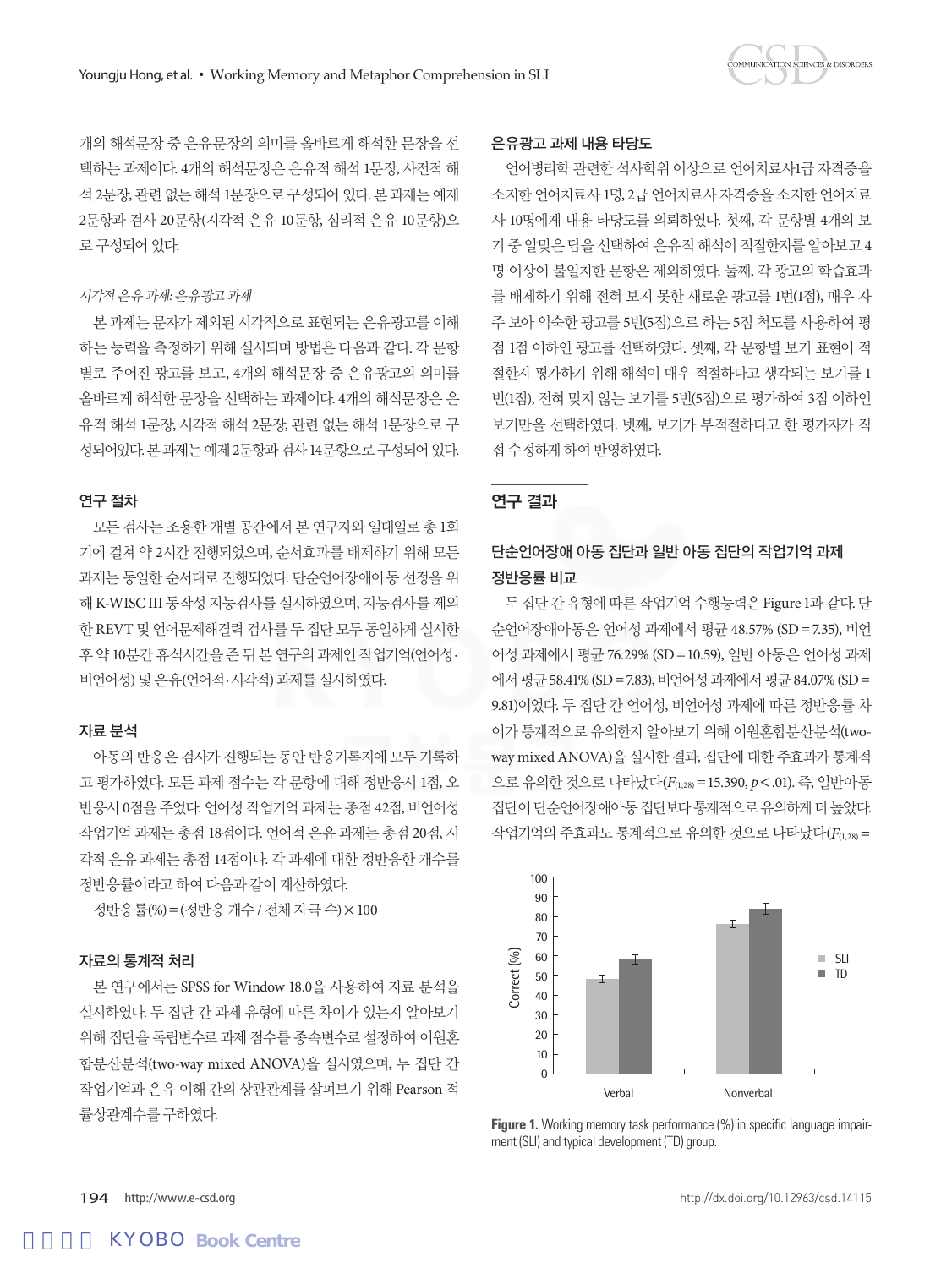개의 해석문장 중 은유문장의 의미를 올바르게 해석한 문장을 선택하는 과제이다. 4개의 해석문장은 은유적 해석 1문장, 사전적 해석 2문장, 관련 없는 해석 1문장으로 구성되어 있다. 본 과제는 예제 2문항과 검사 20문항(지각적 은유 10문항, 심리적 은유 10문항)으로 구성되어 있다.

*시각적 은유 과제: 은유광고 과제*

본 과제는 문자가 제외된 시각적으로 표현되는 은유광고를 이해하는 능력을 측정하기 위해 실시되며 방법은 다음과 같다. 각 문항별로 주어진 광고를 보고, 4개의 해석문장 중 은유광고의 의미를 올바르게 해석한 문장을 선택하는 과제이다. 4개의 해석문장은 은유적 해석 1문장, 시각적 해석 2문장, 관련 없는 해석 1문장으로 구성되어있다. 본 과제는 예제 2문항과 검사 14문항으로 구성되어 있다.

### 연구 절차

모든 검사는 조용한 개별 공간에서 본 연구자와 일대일로 총 1회기에 걸쳐 약 2시간 진행되었으며, 순서효과를 배제하기 위해 모든 과제는 동일한 순서대로 진행되었다. 단순언어장애아동 선정을 위해 K-WISC III 동작성 지능검사를 실시하였으며, 지능검사를 제외한 REVT 및 언어문제해결력 검사를 두 집단 모두 동일하게 실시한 후 약 10분간 휴식시간을 준 뒤 본 연구의 과제인 작업기억(언어성·비언어성) 및 은유(언어적·시각적) 과제를 실시하였다.

### 자료 분석

아동의 반응은 검사가 진행되는 동안 반응기록지에 모두 기록하고 평가하였다. 모든 과제 점수는 각 문항에 대해 정반응시 1점, 오반응시 0점을 주었다. 언어성 작업기억 과제는 총점 42점, 비언어성 작업기억 과제는 총점 18점이다. 언어적 은유 과제는 총점 20점, 시각적 은유 과제는 총점 14점이다. 각 과제에 대한 정반응한 개수를 정반응률이라고 하여 다음과 같이 계산하였다.

정반응률(%) = (정반응 개수 / 전체 자극 수) × 100

### 자료의 통계적 처리

본 연구에서는 SPSS for Window 18.0을 사용하여 자료 분석을 실시하였다. 두 집단 간 과제 유형에 따른 차이가 있는지 알아보기 위해 집단을 독립변수로 과제 점수를 종속변수로 설정하여 이원혼합분산분석(two-way mixed ANOVA)을 실시였으며, 두 집단 간 작업기억과 은유 이해 간의 상관관계를 살펴보기 위해 Pearson 적률상관계수를 구하였다.

### 은유광고 과제 내용 타당도

언어병리학 관련한 석사학위 이상으로 언어치료사1급 자격증을 소지한 언어치료사 1명, 2급 언어치료사 자격증을 소지한 언어치료사 10명에게 내용 타당도를 의뢰하였다. 첫째, 각 문항별 4개의 보기 중 알맞은 답을 선택하여 은유적 해석이 적절한지를 알아보고 4명 이상이 불일치한 문항은 제외하였다. 둘째, 각 광고의 학습효과를 배제하기 위해 전혀 보지 못한 새로운 광고를 1번(1점), 매우 자주 보아 익숙한 광고를 5번(5점)으로 하는 5점 척도를 사용하여 평점 1점 이하인 광고를 선택하였다. 셋째, 각 문항별 보기 표현이 적절한지 평가하기 위해 해석이 매우 적절하다고 생각되는 보기를 1번(1점), 전혀 맞지 않는 보기를 5번(5점)으로 평가하여 3점 이하인 보기만을 선택하였다. 넷째, 보기가 부적절하다고 한 평가자가 직접 수정하게 하여 반영하였다.

## 연구 결과

### 단순언어장애 아동 집단과 일반 아동 집단의 작업기억 과제 정반응률 비교

두 집단 간 유형에 따른 작업기억 수행능력은 Figure 1과 같다. 단순언어장애아동은 언어성 과제에서 평균 48.57% (SD = 7.35), 비언어성 과제에서 평균 76.29% (SD = 10.59), 일반 아동은 언어성 과제에서 평균 58.41% (SD = 7.83), 비언어성 과제에서 평균 84.07% (SD = 9.81)이었다. 두 집단 간 언어성, 비언어성 과제에 따른 정반응률 차이가 통계적으로 유의한지 알아보기 위해 이원혼합분산분석(two-way mixed ANOVA)을 실시한 결과, 집단에 대한 주효과가 통계적으로 유의한 것으로 나타났다($F_{(1,28)} = 15.390$, $p < .01$). 즉, 일반아동 집단이 단순언어장애아동 집단보다 통계적으로 유의하게 더 높았다. 작업기억의 주효과도 통계적으로 유의한 것으로 나타났다($F_{(1,28)} =$

Figure 1. Working memory task performance (%) in specific language impairment (SLI) and typical development (TD) group.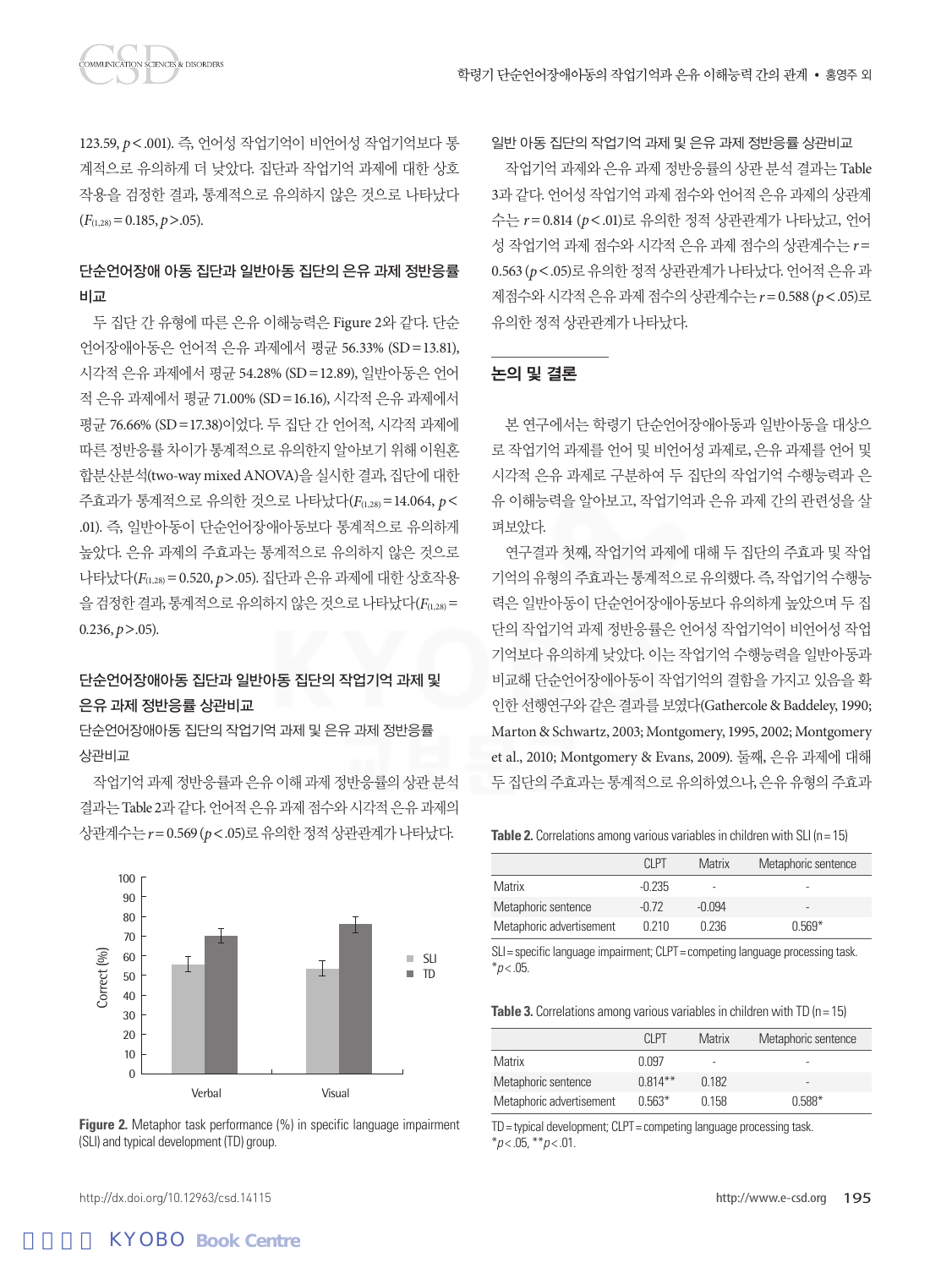123.59, $p<.001$). 즉, 언어성 작업기억이 비언어성 작업기억보다 통계적으로 유의하게 더 낮았다. 집단과 작업기억 과제에 대한 상호작용을 검정한 결과, 통계적으로 유의하지 않은 것으로 나타났다 ($F_{(1,28)}=0.185$, $p>.05$).

### 단순언어장애 아동 집단과 일반아동 집단의 은유 과제 정반응률 비교

두 집단 간 유형에 따른 은유 이해능력은 Figure 2와 같다. 단순언어장애아동은 언어적 은유 과제에서 평균 56.33% (SD=13.81), 시각적 은유 과제에서 평균 54.28% (SD=12.89), 일반아동은 언어적 은유 과제에서 평균 71.00% (SD=16.16), 시각적 은유 과제에서 평균 76.66% (SD=17.38)이었다. 두 집단 간 언어적, 시각적 과제에 따른 정반응률 차이가 통계적으로 유의한지 알아보기 위해 이원혼합분산분석(two-way mixed ANOVA)을 실시한 결과, 집단에 대한 주효과가 통계적으로 유의한 것으로 나타났다($F_{(1,28)}=14.064$, $p<.01$). 즉, 일반아동이 단순언어장애아동보다 통계적으로 유의하게 높았다. 은유 과제의 주효과는 통계적으로 유의하지 않은 것으로 나타났다($F_{(1,28)}=0.520$, $p>.05$). 집단과 은유 과제에 대한 상호작용을 검정한 결과, 통계적으로 유의하지 않은 것으로 나타났다($F_{(1,28)}=0.236$, $p>.05$).

### 단순언어장애아동 집단과 일반아동 집단의 작업기억 과제 및 은유 과제 정반응률 상관비교

#### 단순언어장애아동 집단의 작업기억 과제 및 은유 과제 정반응률 상관비교

작업기억 과제 정반응률과 은유 이해 과제 정반응률의 상관 분석 결과는 Table 2과 같다. 언어적 은유 과제 점수와 시각적 은유 과제의 상관계수는 $r=0.569$ ($p<.05$)로 유의한 정적 상관관계가 나타났다.

Figure 2. Metaphor task performance (%) in specific language impairment (SLI) and typical development (TD) group.

#### 일반 아동 집단의 작업기억 과제 및 은유 과제 정반응률 상관비교

작업기억 과제와 은유 과제 정반응률의 상관 분석 결과는 Table 3과 같다. 언어성 작업기억 과제 점수와 언어적 은유 과제의 상관계수는 $r=0.814$ ($p<.01$)로 유의한 정적 상관관계가 나타났고, 언어성 작업기억 과제 점수와 시각적 은유 과제 점수의 상관계수는 $r=0.563$ ($p<.05$)로 유의한 정적 상관관계가 나타났다. 언어적 은유 과제점수와 시각적 은유 과제 점수의 상관계수는 $r=0.588$ ($p<.05$)로 유의한 정적 상관관계가 나타났다.

## 논의 및 결론

본 연구에서는 학령기 단순언어장애아동과 일반아동을 대상으로 작업기억 과제를 언어 및 비언어성 과제로, 은유 과제를 언어 및 시각적 은유 과제로 구분하여 두 집단의 작업기억 수행능력과 은유 이해능력을 알아보고, 작업기억과 은유 과제 간의 관련성을 살펴보았다.

연구결과 첫째, 작업기억 과제에 대해 두 집단의 주효과 및 작업기억의 유형의 주효과는 통계적으로 유의했다. 즉, 작업기억 수행능력은 일반아동이 단순언어장애아동보다 유의하게 높았으며 두 집단의 작업기억 과제 정반응률은 언어성 작업기억이 비언어성 작업기억보다 유의하게 낮았다. 이는 작업기억 수행능력을 일반아동과 비교해 단순언어장애아동이 작업기억의 결함을 가지고 있음을 확인한 선행연구와 같은 결과를 보였다(Gathercole & Baddeley, 1990; Marton & Schwartz, 2003; Montgomery, 1995, 2002; Montgomery et al., 2010; Montgomery & Evans, 2009). 둘째, 은유 과제에 대해 두 집단의 주효과는 통계적으로 유의하였으나, 은유 유형의 주효과

**Table 2.** Correlations among various variables in children with SLI (n=15)

| | CLPT | Matrix | Metaphoric sentence |
|---|---|---|---|
| Matrix | -0.235 | - | - |
| Metaphoric sentence | -0.72 | -0.094 | - |
| Metaphoric advertisement | 0.210 | 0.236 | 0.569* |

SLI=specific language impairment; CLPT=competing language processing task.
*$p<.05$.

**Table 3.** Correlations among various variables in children with TD (n=15)

| | CLPT | Matrix | Metaphoric sentence |
|---|---|---|---|
| Matrix | 0.097 | - | - |
| Metaphoric sentence | 0.814** | 0.182 | - |
| Metaphoric advertisement | 0.563* | 0.158 | 0.588* |

TD=typical development; CLPT=competing language processing task.
*$p<.05$, **$p<.01$.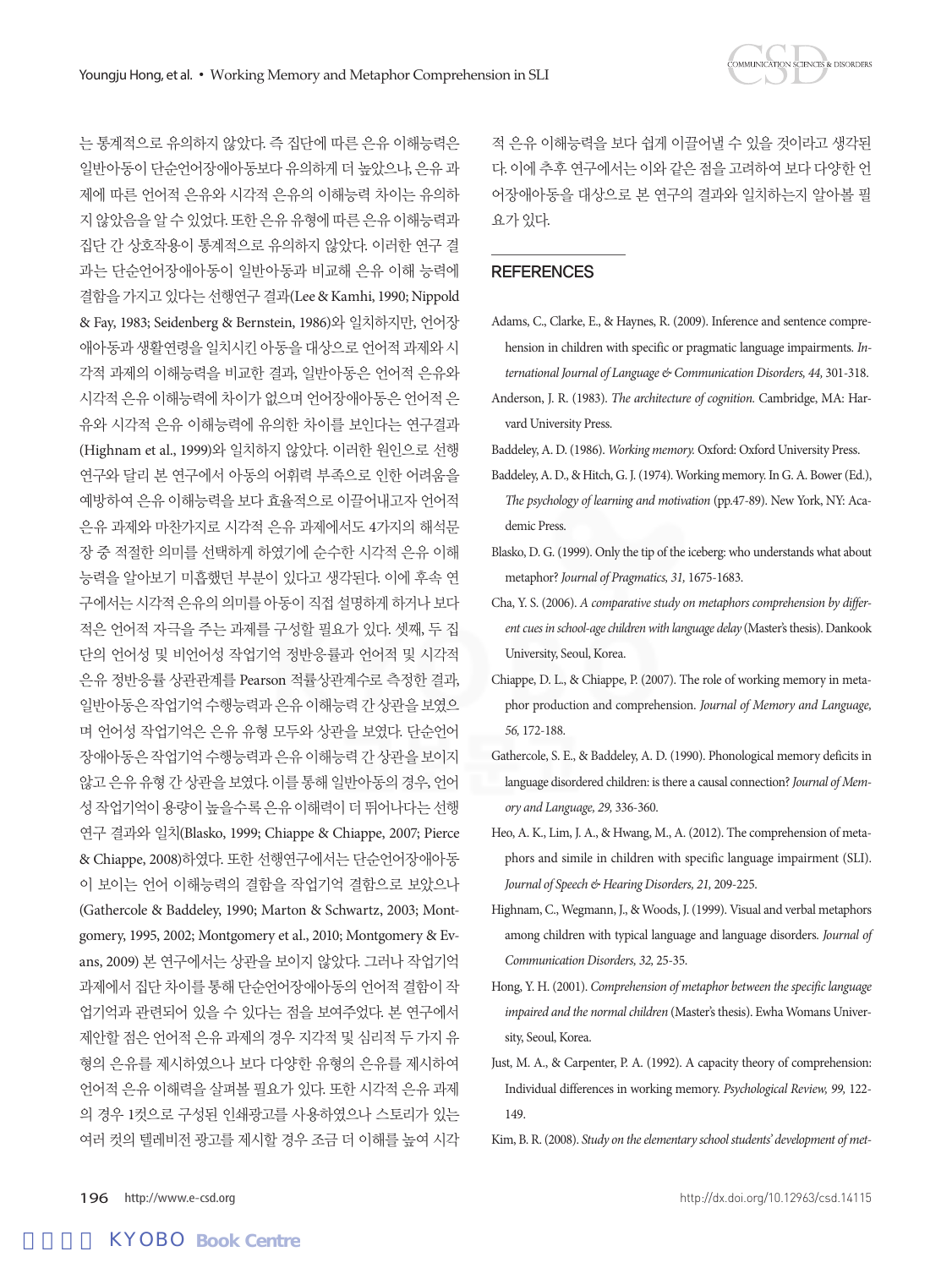는 통계적으로 유의하지 않았다. 즉 집단에 따른 은유 이해능력은 일반아동이 단순언어장애아동보다 유의하게 더 높았으나, 은유 과제에 따른 언어적 은유와 시각적 은유의 이해능력 차이는 유의하지 않았음을 알 수 있었다. 또한 은유 유형에 따른 은유 이해능력과 집단 간 상호작용이 통계적으로 유의하지 않았다. 이러한 연구 결과는 단순언어장애아동이 일반아동과 비교해 은유 이해 능력에 결함을 가지고 있다는 선행연구 결과(Lee & Kamhi, 1990; Nippold & Fay, 1983; Seidenberg & Bernstein, 1986)와 일치하지만, 언어장애아동과 생활연령을 일치시킨 아동을 대상으로 언어적 과제와 시각적 과제의 이해능력을 비교한 결과, 일반아동은 언어적 은유와 시각적 은유 이해능력에 차이가 없으며 언어장애아동은 언어적 은유와 시각적 은유 이해능력에 유의한 차이를 보인다는 연구결과(Highnam et al., 1999)와 일치하지 않았다. 이러한 원인으로 선행연구와 달리 본 연구에서 아동의 어휘력 부족으로 인한 어려움을 예방하여 은유 이해능력을 보다 효율적으로 이끌어내고자 언어적 은유 과제와 마찬가지로 시각적 은유 과제에서도 4가지의 해석문장 중 적절한 의미를 선택하게 하였기에 순수한 시각적 은유 이해능력을 알아보기 미흡했던 부분이 있다고 생각된다. 이에 후속 연구에서는 시각적 은유의 의미를 아동이 직접 설명하게 하거나 보다 적은 언어적 자극을 주는 과제를 구성할 필요가 있다. 셋째, 두 집단의 언어성 및 비언어성 작업기억 정반응률과 언어적 및 시각적 은유 정반응률 상관관계를 Pearson 적률상관계수로 측정한 결과, 일반아동은 작업기억 수행능력과 은유 이해능력 간 상관을 보였으며 언어성 작업기억은 은유 유형 모두와 상관을 보였다. 단순언어장애아동은 작업기억 수행능력과 은유 이해능력 간 상관을 보이지 않고 은유 유형 간 상관을 보였다. 이를 통해 일반아동의 경우, 언어성 작업기억이 용량이 높을수록 은유 이해력이 더 뛰어나다는 선행연구 결과와 일치(Blasko, 1999; Chiappe & Chiappe, 2007; Pierce & Chiappe, 2008)하였다. 또한 선행연구에서는 단순언어장애아동이 보이는 언어 이해능력의 결함을 작업기억 결함으로 보았으나(Gathercole & Baddeley, 1990; Marton & Schwartz, 2003; Montgomery, 1995, 2002; Montgomery et al., 2010; Montgomery & Evans, 2009) 본 연구에서는 상관을 보이지 않았다. 그러나 작업기억 과제에서 집단 차이를 통해 단순언어장애아동의 언어적 결함이 작업기억과 관련되어 있을 수 있다는 점을 보여주었다. 본 연구에서 제안할 점은 언어적 은유 과제의 경우 지각적 및 심리적 두 가지 유형의 은유를 제시하였으나 보다 다양한 유형의 은유를 제시하여 언어적 은유 이해력을 살펴볼 필요가 있다. 또한 시각적 은유 과제의 경우 1컷으로 구성된 인쇄광고를 사용하였으나 스토리가 있는 여러 컷의 텔레비전 광고를 제시할 경우 조금 더 이해를 높여 시각적 은유 이해능력을 보다 쉽게 이끌어낼 수 있을 것이라고 생각된다. 이에 추후 연구에서는 이와 같은 점을 고려하여 보다 다양한 언어장애아동을 대상으로 본 연구의 결과와 일치하는지 알아볼 필요가 있다.

## REFERENCES

Adams, C., Clarke, E., & Haynes, R. (2009). Inference and sentence comprehension in children with specific or pragmatic language impairments. *International Journal of Language & Communication Disorders, 44,* 301-318.

Anderson, J. R. (1983). *The architecture of cognition.* Cambridge, MA: Harvard University Press.

Baddeley, A. D. (1986). *Working memory.* Oxford: Oxford University Press.

Baddeley, A. D., & Hitch, G. J. (1974). Working memory. In G. A. Bower (Ed.), *The psychology of learning and motivation* (pp.47-89). New York, NY: Academic Press.

Blasko, D. G. (1999). Only the tip of the iceberg: who understands what about metaphor? *Journal of Pragmatics, 31,* 1675-1683.

Cha, Y. S. (2006). *A comparative study on metaphors comprehension by different cues in school-age children with language delay* (Master's thesis). Dankook University, Seoul, Korea.

Chiappe, D. L., & Chiappe, P. (2007). The role of working memory in metaphor production and comprehension. *Journal of Memory and Language, 56,* 172-188.

Gathercole, S. E., & Baddeley, A. D. (1990). Phonological memory deficits in language disordered children: is there a causal connection? *Journal of Memory and Language, 29,* 336-360.

Heo, A. K., Lim, J. A., & Hwang, M., A. (2012). The comprehension of metaphors and simile in children with specific language impairment (SLI). *Journal of Speech & Hearing Disorders, 21,* 209-225.

Highnam, C., Wegmann, J., & Woods, J. (1999). Visual and verbal metaphors among children with typical language and language disorders. *Journal of Communication Disorders, 32,* 25-35.

Hong, Y. H. (2001). *Comprehension of metaphor between the specific language impaired and the normal children* (Master's thesis). Ewha Womans University, Seoul, Korea.

Just, M. A., & Carpenter, P. A. (1992). A capacity theory of comprehension: Individual differences in working memory. *Psychological Review, 99,* 122-149.

Kim, B. R. (2008). *Study on the elementary school students' development of met-*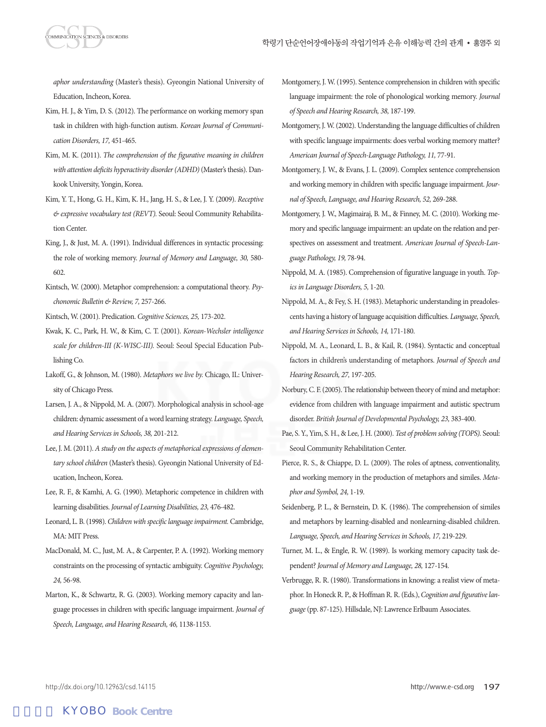*aphor understanding* (Master's thesis). Gyeongin National University of Education, Incheon, Korea.

Kim, H. J., & Yim, D. S. (2012). The performance on working memory span task in children with high-function autism. *Korean Journal of Communication Disorders, 17,* 451-465.

Kim, M. K. (2011). *The comprehension of the figurative meaning in children with attention deficits hyperactivity disorder (ADHD)* (Master's thesis). Dankook University, Yongin, Korea.

Kim, Y. T., Hong, G. H., Kim, K. H., Jang, H. S., & Lee, J. Y. (2009). *Receptive & expressive vocabulary test (REVT).* Seoul: Seoul Community Rehabilitation Center.

King, J., & Just, M. A. (1991). Individual differences in syntactic processing: the role of working memory. *Journal of Memory and Language, 30,* 580-602.

Kintsch, W. (2000). Metaphor comprehension: a computational theory. *Psychonomic Bulletin & Review, 7,* 257-266.

Kintsch, W. (2001). Predication. *Cognitive Sciences, 25,* 173-202.

Kwak, K. C., Park, H. W., & Kim, C. T. (2001). *Korean-Wechsler intelligence scale for children-III (K-WISC-III).* Seoul: Seoul Special Education Publishing Co.

Lakoff, G., & Johnson, M. (1980). *Metaphors we live by.* Chicago, IL: University of Chicago Press.

Larsen, J. A., & Nippold, M. A. (2007). Morphological analysis in school-age children: dynamic assessment of a word learning strategy. *Language, Speech, and Hearing Services in Schools, 38,* 201-212.

Lee, J. M. (2011). *A study on the aspects of metaphorical expressions of elementary school children* (Master's thesis). Gyeongin National University of Education, Incheon, Korea.

Lee, R. F., & Kamhi, A. G. (1990). Metaphoric competence in children with learning disabilities. *Journal of Learning Disabilities, 23,* 476-482.

Leonard, L. B. (1998). *Children with specific language impairment.* Cambridge, MA: MIT Press.

MacDonald, M. C., Just, M. A., & Carpenter, P. A. (1992). Working memory constraints on the processing of syntactic ambiguity. *Cognitive Psychology, 24,* 56-98.

Marton, K., & Schwartz, R. G. (2003). Working memory capacity and language processes in children with specific language impairment. *Journal of Speech, Language, and Hearing Research, 46,* 1138-1153.

Montgomery, J. W. (1995). Sentence comprehension in children with specific language impairment: the role of phonological working memory. *Journal of Speech and Hearing Research, 38,* 187-199.

Montgomery, J. W. (2002). Understanding the language difficulties of children with specific language impairments: does verbal working memory matter? *American Journal of Speech-Language Pathology, 11,* 77-91.

Montgomery, J. W., & Evans, J. L. (2009). Complex sentence comprehension and working memory in children with specific language impairment. *Journal of Speech, Language, and Hearing Research, 52,* 269-288.

Montgomery, J. W., Magimairaj, B. M., & Finney, M. C. (2010). Working memory and specific language impairment: an update on the relation and perspectives on assessment and treatment. *American Journal of Speech-Language Pathology, 19,* 78-94.

Nippold, M. A. (1985). Comprehension of figurative language in youth. *Topics in Language Disorders, 5,* 1-20.

Nippold, M. A., & Fey, S. H. (1983). Metaphoric understanding in preadolescents having a history of language acquisition difficulties. *Language, Speech, and Hearing Services in Schools, 14,* 171-180.

Nippold, M. A., Leonard, L. B., & Kail, R. (1984). Syntactic and conceptual factors in children's understanding of metaphors. *Journal of Speech and Hearing Research, 27,* 197-205.

Norbury, C. F. (2005). The relationship between theory of mind and metaphor: evidence from children with language impairment and autistic spectrum disorder. *British Journal of Developmental Psychology, 23,* 383-400.

Pae, S. Y., Yim, S. H., & Lee, J. H. (2000). *Test of problem solving (TOPS).* Seoul: Seoul Community Rehabilitation Center.

Pierce, R. S., & Chiappe, D. L. (2009). The roles of aptness, conventionality, and working memory in the production of metaphors and similes. *Metaphor and Symbol, 24,* 1-19.

Seidenberg, P. L., & Bernstein, D. K. (1986). The comprehension of similes and metaphors by learning-disabled and nonlearning-disabled children. *Language, Speech, and Hearing Services in Schools, 17,* 219-229.

Turner, M. L., & Engle, R. W. (1989). Is working memory capacity task dependent? *Journal of Memory and Language, 28,* 127-154.

Verbrugge, R. R. (1980). Transformations in knowing: a realist view of metaphor. In Honeck R. P., & Hoffman R. R. (Eds.), *Cognition and figurative language* (pp. 87-125). Hillsdale, NJ: Lawrence Erlbaum Associates.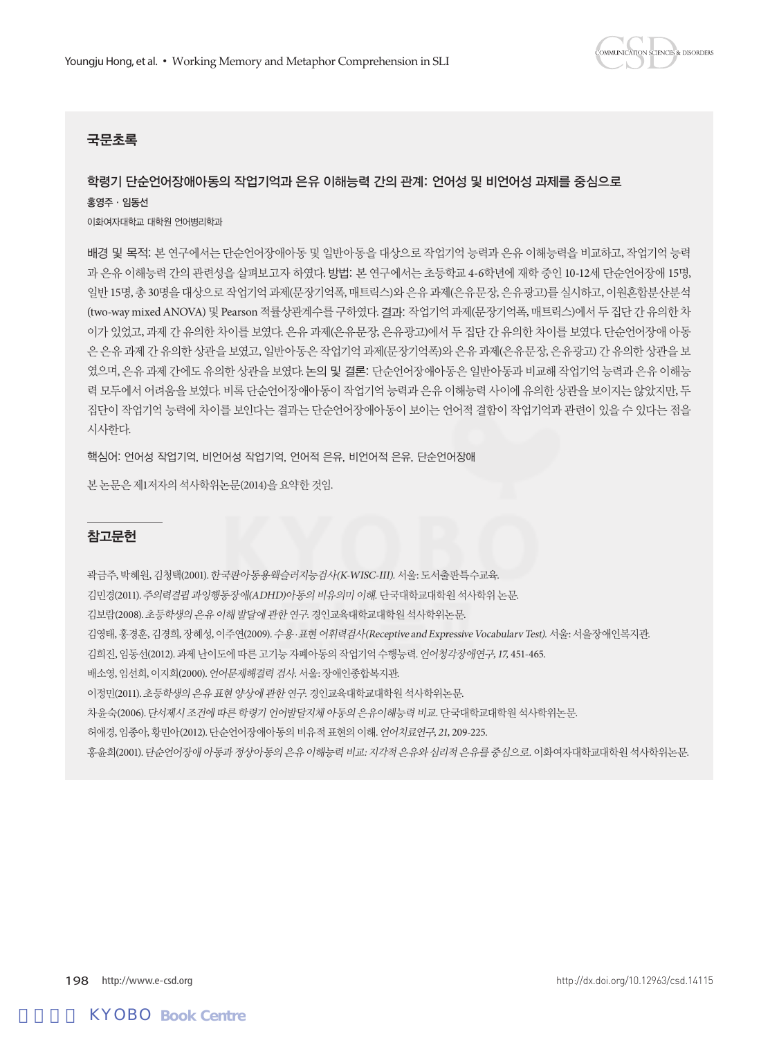## 국문초록

### 학령기 단순언어장애아동의 작업기억과 은유 이해능력 간의 관계: 언어성 및 비언어성 과제를 중심으로

**홍영주 · 임동선**

이화여자대학교 대학원 언어병리학과

**배경 및 목적:** 본 연구에서는 단순언어장애아동 및 일반아동을 대상으로 작업기억 능력과 은유 이해능력을 비교하고, 작업기억 능력과 은유 이해능력 간의 관련성을 살펴보고자 하였다. **방법:** 본 연구에서는 초등학교 4-6학년에 재학 중인 10-12세 단순언어장애 15명, 일반 15명, 총 30명을 대상으로 작업기억 과제(문장기억폭, 매트릭스)와 은유 과제(은유문장, 은유광고)를 실시하고, 이원혼합분산분석(two-way mixed ANOVA) 및 Pearson 적률상관계수를 구하였다. **결과:** 작업기억 과제(문장기억폭, 매트릭스)에서 두 집단 간 유의한 차이가 있었고, 과제 간 유의한 차이를 보였다. 은유 과제(은유문장, 은유광고)에서 두 집단 간 유의한 차이를 보였다. 단순언어장애 아동은 은유 과제 간 유의한 상관을 보였고, 일반아동은 작업기억 과제(문장기억폭)와 은유 과제(은유문장, 은유광고) 간 유의한 상관을 보였으며, 은유 과제 간에도 유의한 상관을 보였다. **논의 및 결론:** 단순언어장애아동은 일반아동과 비교해 작업기억 능력과 은유 이해능력 모두에서 어려움을 보였다. 비록 단순언어장애아동이 작업기억 능력과 은유 이해능력 사이에 유의한 상관을 보이지는 않았지만, 두 집단이 작업기억 능력에 차이를 보인다는 결과는 단순언어장애아동이 보이는 언어적 결함이 작업기억과 관련이 있을 수 있다는 점을 시사한다.

핵심어: 언어성 작업기억, 비언어성 작업기억, 언어적 은유, 비언어적 은유, 단순언어장애

본 논문은 제1저자의 석사학위논문(2014)을 요약한 것임.

## 참고문헌

곽금주, 박혜원, 김청택(2001). *한국판아동용웩슬러지능검사(K-WISC-III)*. 서울: 도서출판특수교육.

김민경(2011). *주의력결핍 과잉행동장애(ADHD)아동의 비유의미 이해*. 단국대학교대학원 석사학위 논문.

김보람(2008). *초등학생의 은유 이해 발달에 관한 연구*. 경인교육대학교대학원 석사학위논문.

김영태, 홍경훈, 김경희, 장혜성, 이주연(2009). *수용·표현 어휘력검사(Receptive and Expressive Vocabulary Test)*. 서울: 서울장애인복지관.

김희진, 임동선(2012). 과제 난이도에 따른 고기능 자폐아동의 작업기억 수행능력. *언어청각장애연구, 17*, 451-465.

배소영, 임선희, 이지희(2000). *언어문제해결력 검사*. 서울: 장애인종합복지관.

이정민(2011). *초등학생의 은유 표현 양상에 관한 연구*. 경인교육대학교대학원 석사학위논문.

차윤숙(2006). *단서제시 조건에 따른 학령기 언어발달지체 아동의 은유이해능력 비교*. 단국대학교대학원 석사학위논문.

허애경, 임종아, 황민아(2012). 단순언어장애아동의 비유적 표현의 이해. *언어치료연구, 21*, 209-225.

홍윤희(2001). *단순언어장애 아동과 정상아동의 은유 이해능력 비교: 지각적 은유와 심리적 은유를 중심으로*. 이화여자대학교대학원 석사학위논문.